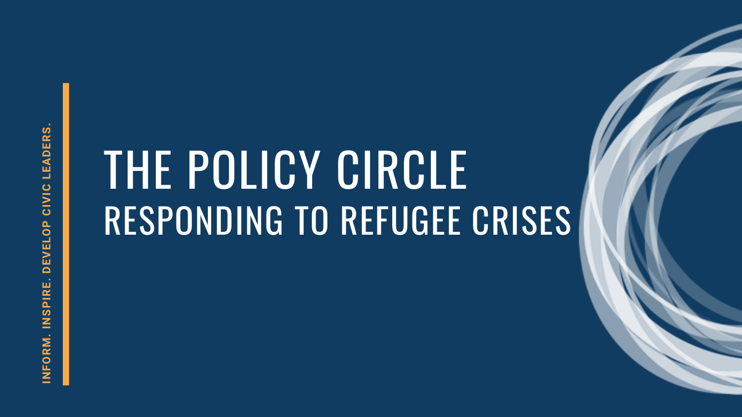INFORM. INSPIRE. DEVELOP CIVIC LEADERS.

# THE POLICY CIRCLE

## RESPONDING TO REFUGEE CRISES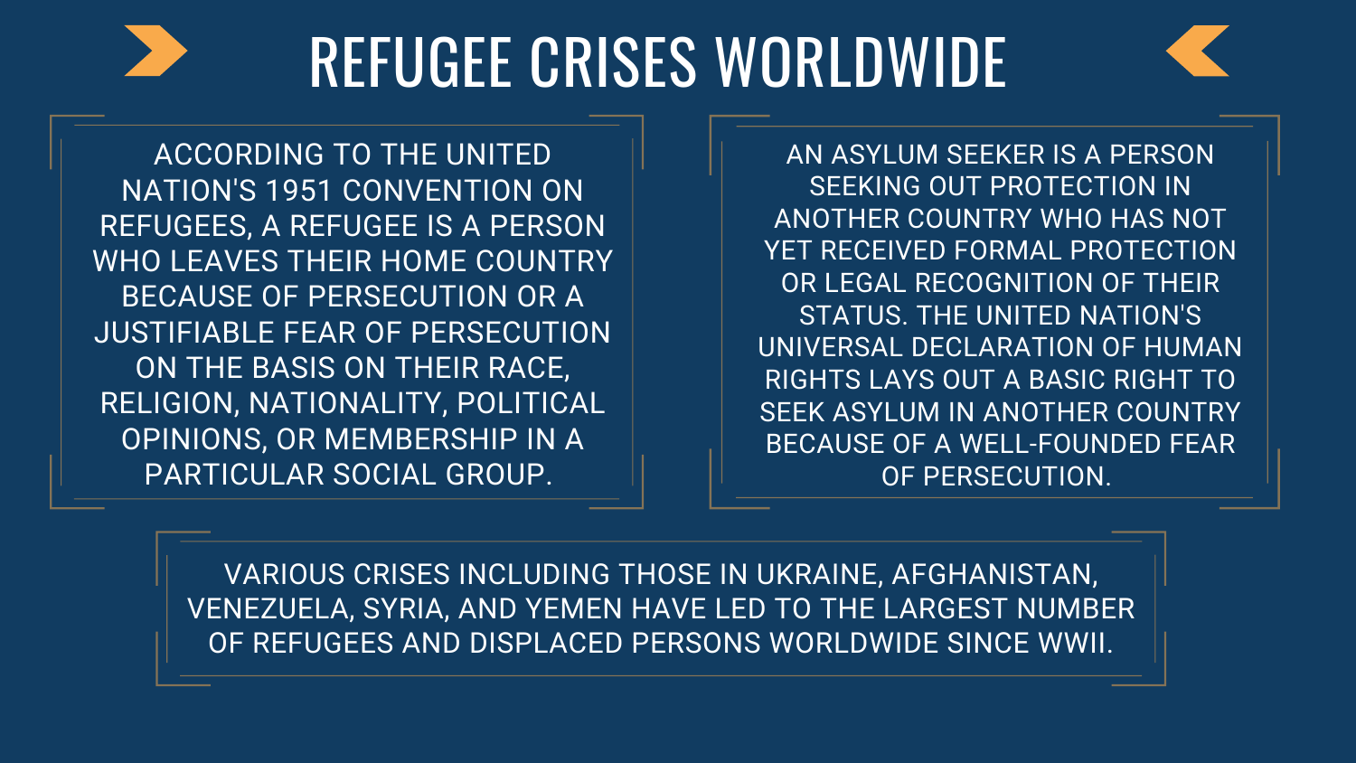# REFUGEE CRISES WORLDWIDE

ACCORDING TO THE UNITED NATION'S 1951 CONVENTION ON REFUGEES, A REFUGEE IS A PERSON WHO LEAVES THEIR HOME COUNTRY BECAUSE OF PERSECUTION OR A JUSTIFIABLE FEAR OF PERSECUTION ON THE BASIS ON THEIR RACE, RELIGION, NATIONALITY, POLITICAL OPINIONS, OR MEMBERSHIP IN A PARTICULAR SOCIAL GROUP.

AN ASYLUM SEEKER IS A PERSON SEEKING OUT PROTECTION IN ANOTHER COUNTRY WHO HAS NOT YET RECEIVED FORMAL PROTECTION OR LEGAL RECOGNITION OF THEIR STATUS. THE UNITED NATION'S UNIVERSAL DECLARATION OF HUMAN RIGHTS LAYS OUT A BASIC RIGHT TO SEEK ASYLUM IN ANOTHER COUNTRY BECAUSE OF A WELL-FOUNDED FEAR OF PERSECUTION.

VARIOUS CRISES INCLUDING THOSE IN UKRAINE, AFGHANISTAN, VENEZUELA, SYRIA, AND YEMEN HAVE LED TO THE LARGEST NUMBER OF REFUGEES AND DISPLACED PERSONS WORLDWIDE SINCE WWII.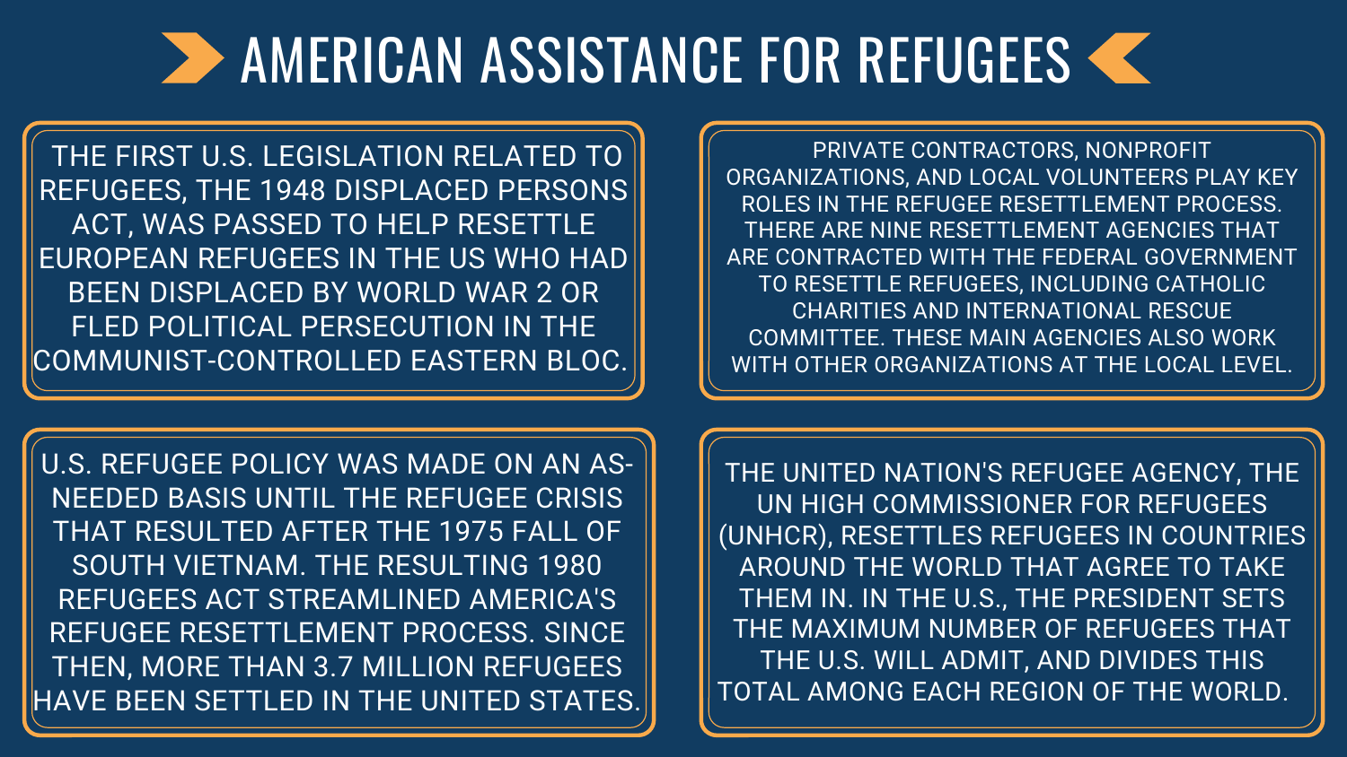# AMERICAN ASSISTANCE FOR REFUGEES

THE FIRST U.S. LEGISLATION RELATED TO REFUGEES, THE 1948 DISPLACED PERSONS ACT, WAS PASSED TO HELP RESETTLE EUROPEAN REFUGEES IN THE US WHO HAD BEEN DISPLACED BY WORLD WAR 2 OR FLED POLITICAL PERSECUTION IN THE COMMUNIST-CONTROLLED EASTERN BLOC.

PRIVATE CONTRACTORS, NONPROFIT ORGANIZATIONS, AND LOCAL VOLUNTEERS PLAY KEY ROLES IN THE REFUGEE RESETTLEMENT PROCESS. THERE ARE NINE RESETTLEMENT AGENCIES THAT ARE CONTRACTED WITH THE FEDERAL GOVERNMENT TO RESETTLE REFUGEES, INCLUDING CATHOLIC CHARITIES AND INTERNATIONAL RESCUE COMMITTEE. THESE MAIN AGENCIES ALSO WORK WITH OTHER ORGANIZATIONS AT THE LOCAL LEVEL.

U.S. REFUGEE POLICY WAS MADE ON AN AS-NEEDED BASIS UNTIL THE REFUGEE CRISIS THAT RESULTED AFTER THE 1975 FALL OF SOUTH VIETNAM. THE RESULTING 1980 REFUGEES ACT STREAMLINED AMERICA'S REFUGEE RESETTLEMENT PROCESS. SINCE THEN, MORE THAN 3.7 MILLION REFUGEES HAVE BEEN SETTLED IN THE UNITED STATES.

THE UNITED NATION'S REFUGEE AGENCY, THE UN HIGH COMMISSIONER FOR REFUGEES (UNHCR), RESETTLES REFUGEES IN COUNTRIES AROUND THE WORLD THAT AGREE TO TAKE THEM IN. IN THE U.S., THE PRESIDENT SETS THE MAXIMUM NUMBER OF REFUGEES THAT THE U.S. WILL ADMIT, AND DIVIDES THIS TOTAL AMONG EACH REGION OF THE WORLD.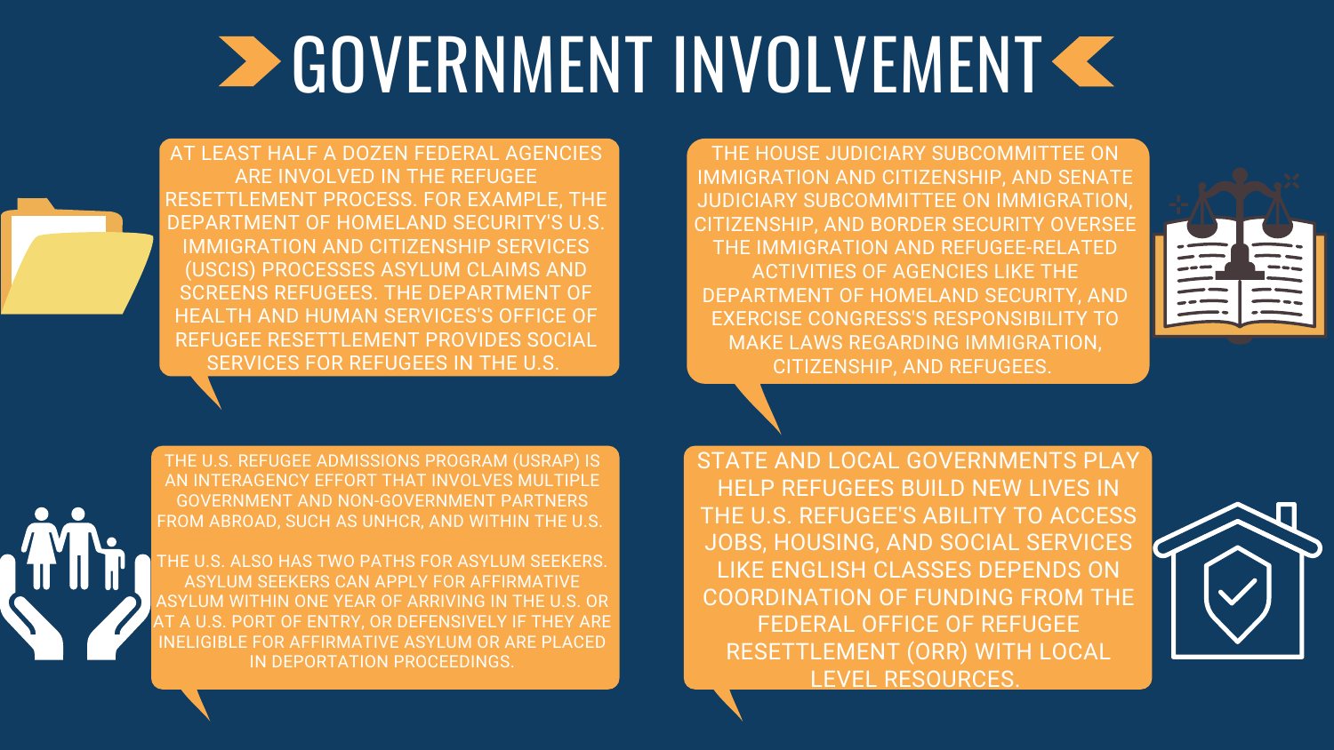# GOVERNMENT INVOLVEMENT

AT LEAST HALF A DOZEN FEDERAL AGENCIES ARE INVOLVED IN THE REFUGEE RESETTLEMENT PROCESS. FOR EXAMPLE, THE DEPARTMENT OF HOMELAND SECURITY'S U.S. IMMIGRATION AND CITIZENSHIP SERVICES (USCIS) PROCESSES ASYLUM CLAIMS AND SCREENS REFUGEES. THE DEPARTMENT OF HEALTH AND HUMAN SERVICES'S OFFICE OF REFUGEE RESETTLEMENT PROVIDES SOCIAL SERVICES FOR REFUGEES IN THE U.S.

THE HOUSE JUDICIARY SUBCOMMITTEE ON IMMIGRATION AND CITIZENSHIP, AND SENATE JUDICIARY SUBCOMMITTEE ON IMMIGRATION, CITIZENSHIP, AND BORDER SECURITY OVERSEE THE IMMIGRATION AND REFUGEE-RELATED ACTIVITIES OF AGENCIES LIKE THE DEPARTMENT OF HOMELAND SECURITY, AND EXERCISE CONGRESS'S RESPONSIBILITY TO MAKE LAWS REGARDING IMMIGRATION, CITIZENSHIP, AND REFUGEES.

THE U.S. REFUGEE ADMISSIONS PROGRAM (USRAP) IS AN INTERAGENCY EFFORT THAT INVOLVES MULTIPLE GOVERNMENT AND NON-GOVERNMENT PARTNERS FROM ABROAD, SUCH AS UNHCR, AND WITHIN THE U.S.

THE U.S. ALSO HAS TWO PATHS FOR ASYLUM SEEKERS. ASYLUM SEEKERS CAN APPLY FOR AFFIRMATIVE ASYLUM WITHIN ONE YEAR OF ARRIVING IN THE U.S. OR AT A U.S. PORT OF ENTRY, OR DEFENSIVELY IF THEY ARE INELIGIBLE FOR AFFIRMATIVE ASYLUM OR ARE PLACED IN DEPORTATION PROCEEDINGS.

STATE AND LOCAL GOVERNMENTS PLAY HELP REFUGEES BUILD NEW LIVES IN THE U.S. REFUGEE'S ABILITY TO ACCESS JOBS, HOUSING, AND SOCIAL SERVICES LIKE ENGLISH CLASSES DEPENDS ON COORDINATION OF FUNDING FROM THE FEDERAL OFFICE OF REFUGEE RESETTLEMENT (ORR) WITH LOCAL LEVEL RESOURCES.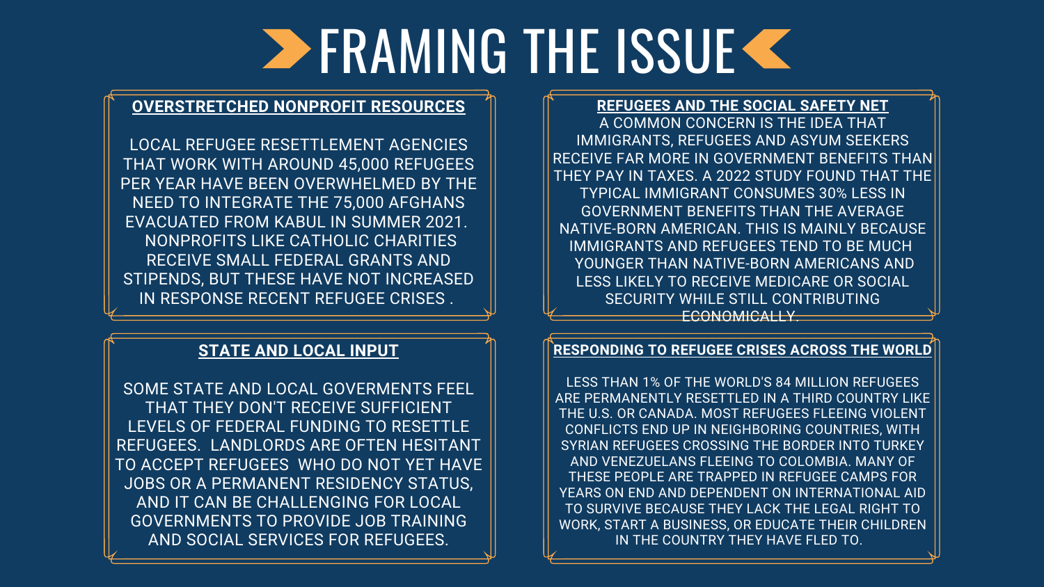# FRAMING THE ISSUE

## OVERSTRETCHED NONPROFIT RESOURCES

LOCAL REFUGEE RESETTLEMENT AGENCIES THAT WORK WITH AROUND 45,000 REFUGEES PER YEAR HAVE BEEN OVERWHELMED BY THE NEED TO INTEGRATE THE 75,000 AFGHANS EVACUATED FROM KABUL IN SUMMER 2021. NONPROFITS LIKE CATHOLIC CHARITIES RECEIVE SMALL FEDERAL GRANTS AND STIPENDS, BUT THESE HAVE NOT INCREASED IN RESPONSE RECENT REFUGEE CRISES .

## STATE AND LOCAL INPUT

SOME STATE AND LOCAL GOVERMENTS FEEL THAT THEY DON'T RECEIVE SUFFICIENT LEVELS OF FEDERAL FUNDING TO RESETTLE REFUGEES. LANDLORDS ARE OFTEN HESITANT TO ACCEPT REFUGEES WHO DO NOT YET HAVE JOBS OR A PERMANENT RESIDENCY STATUS, AND IT CAN BE CHALLENGING FOR LOCAL GOVERNMENTS TO PROVIDE JOB TRAINING AND SOCIAL SERVICES FOR REFUGEES.

## REFUGEES AND THE SOCIAL SAFETY NET

A COMMON CONCERN IS THE IDEA THAT IMMIGRANTS, REFUGEES AND ASYUM SEEKERS RECEIVE FAR MORE IN GOVERNMENT BENEFITS THAN THEY PAY IN TAXES. A 2022 STUDY FOUND THAT THE TYPICAL IMMIGRANT CONSUMES 30% LESS IN GOVERNMENT BENEFITS THAN THE AVERAGE NATIVE-BORN AMERICAN. THIS IS MAINLY BECAUSE IMMIGRANTS AND REFUGEES TEND TO BE MUCH YOUNGER THAN NATIVE-BORN AMERICANS AND LESS LIKELY TO RECEIVE MEDICARE OR SOCIAL SECURITY WHILE STILL CONTRIBUTING ECONOMICALLY.

## RESPONDING TO REFUGEE CRISES ACROSS THE WORLD

LESS THAN 1% OF THE WORLD'S 84 MILLION REFUGEES ARE PERMANENTLY RESETTLED IN A THIRD COUNTRY LIKE THE U.S. OR CANADA. MOST REFUGEES FLEEING VIOLENT CONFLICTS END UP IN NEIGHBORING COUNTRIES, WITH SYRIAN REFUGEES CROSSING THE BORDER INTO TURKEY AND VENEZUELANS FLEEING TO COLOMBIA. MANY OF THESE PEOPLE ARE TRAPPED IN REFUGEE CAMPS FOR YEARS ON END AND DEPENDENT ON INTERNATIONAL AID TO SURVIVE BECAUSE THEY LACK THE LEGAL RIGHT TO WORK, START A BUSINESS, OR EDUCATE THEIR CHILDREN IN THE COUNTRY THEY HAVE FLED TO.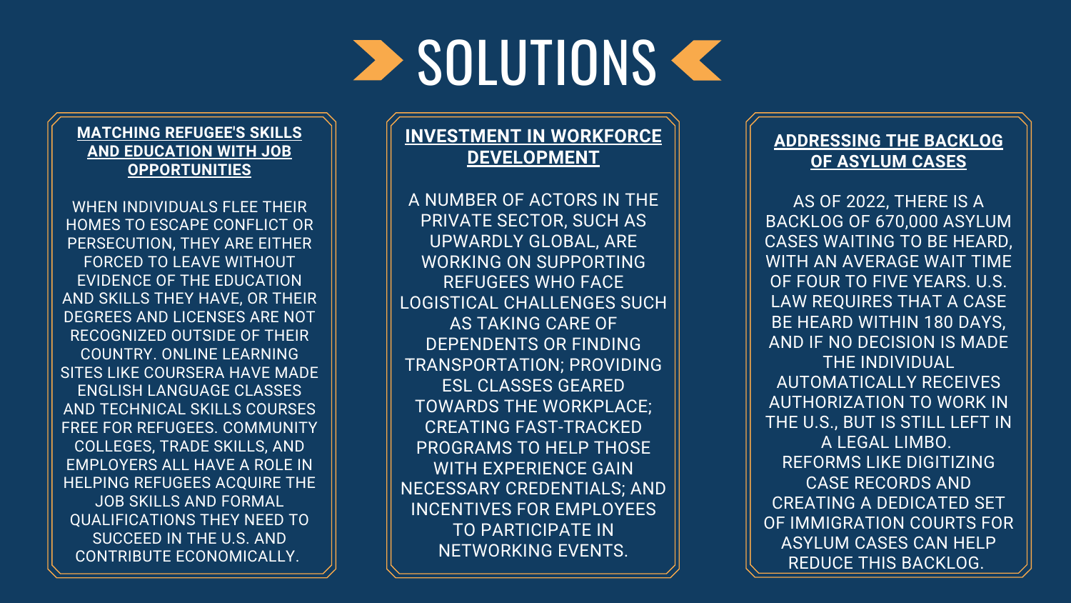# SOLUTIONS

## MATCHING REFUGEE'S SKILLS AND EDUCATION WITH JOB OPPORTUNITIES

WHEN INDIVIDUALS FLEE THEIR HOMES TO ESCAPE CONFLICT OR PERSECUTION, THEY ARE EITHER FORCED TO LEAVE WITHOUT EVIDENCE OF THE EDUCATION AND SKILLS THEY HAVE, OR THEIR DEGREES AND LICENSES ARE NOT RECOGNIZED OUTSIDE OF THEIR COUNTRY. ONLINE LEARNING SITES LIKE COURSERA HAVE MADE ENGLISH LANGUAGE CLASSES AND TECHNICAL SKILLS COURSES FREE FOR REFUGEES. COMMUNITY COLLEGES, TRADE SKILLS, AND EMPLOYERS ALL HAVE A ROLE IN HELPING REFUGEES ACQUIRE THE JOB SKILLS AND FORMAL QUALIFICATIONS THEY NEED TO SUCCEED IN THE U.S. AND CONTRIBUTE ECONOMICALLY.

## INVESTMENT IN WORKFORCE DEVELOPMENT

A NUMBER OF ACTORS IN THE PRIVATE SECTOR, SUCH AS UPWARDLY GLOBAL, ARE WORKING ON SUPPORTING REFUGEES WHO FACE LOGISTICAL CHALLENGES SUCH AS TAKING CARE OF DEPENDENTS OR FINDING TRANSPORTATION; PROVIDING ESL CLASSES GEARED TOWARDS THE WORKPLACE; CREATING FAST-TRACKED PROGRAMS TO HELP THOSE WITH EXPERIENCE GAIN NECESSARY CREDENTIALS; AND INCENTIVES FOR EMPLOYEES TO PARTICIPATE IN NETWORKING EVENTS.

## ADDRESSING THE BACKLOG OF ASYLUM CASES

AS OF 2022, THERE IS A BACKLOG OF 670,000 ASYLUM CASES WAITING TO BE HEARD, WITH AN AVERAGE WAIT TIME OF FOUR TO FIVE YEARS. U.S. LAW REQUIRES THAT A CASE BE HEARD WITHIN 180 DAYS, AND IF NO DECISION IS MADE THE INDIVIDUAL AUTOMATICALLY RECEIVES AUTHORIZATION TO WORK IN THE U.S., BUT IS STILL LEFT IN A LEGAL LIMBO.

REFORMS LIKE DIGITIZING CASE RECORDS AND CREATING A DEDICATED SET OF IMMIGRATION COURTS FOR ASYLUM CASES CAN HELP REDUCE THIS BACKLOG.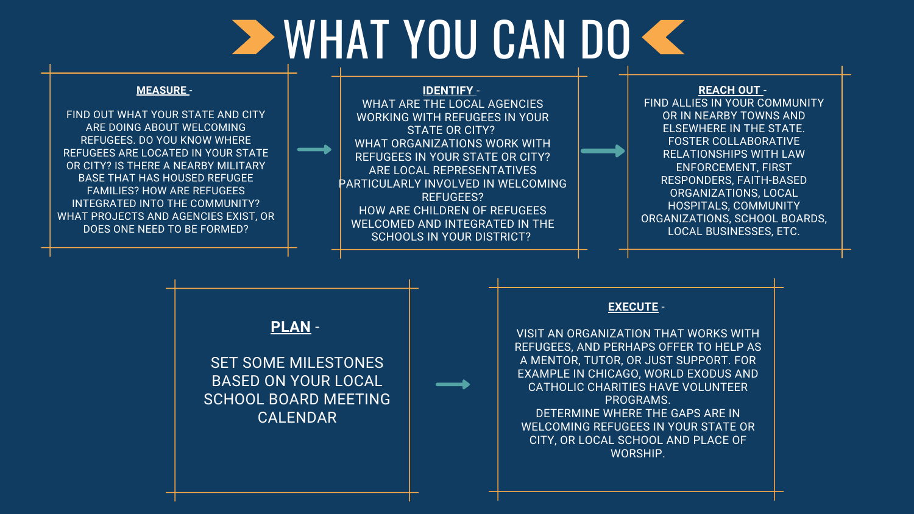# WHAT YOU CAN DO

**MEASURE** -

FIND OUT WHAT YOUR STATE AND CITY ARE DOING ABOUT WELCOMING REFUGEES. DO YOU KNOW WHERE REFUGEES ARE LOCATED IN YOUR STATE OR CITY? IS THERE A NEARBY MILITARY BASE THAT HAS HOUSED REFUGEE FAMILIES? HOW ARE REFUGEES INTEGRATED INTO THE COMMUNITY? WHAT PROJECTS AND AGENCIES EXIST, OR DOES ONE NEED TO BE FORMED?

**IDENTIFY** -

WHAT ARE THE LOCAL AGENCIES WORKING WITH REFUGEES IN YOUR STATE OR CITY?
WHAT ORGANIZATIONS WORK WITH REFUGEES IN YOUR STATE OR CITY?
ARE LOCAL REPRESENTATIVES PARTICULARLY INVOLVED IN WELCOMING REFUGEES?
HOW ARE CHILDREN OF REFUGEES WELCOMED AND INTEGRATED IN THE SCHOOLS IN YOUR DISTRICT?

**REACH OUT** -

FIND ALLIES IN YOUR COMMUNITY OR IN NEARBY TOWNS AND ELSEWHERE IN THE STATE. FOSTER COLLABORATIVE RELATIONSHIPS WITH LAW ENFORCEMENT, FIRST RESPONDERS, FAITH-BASED ORGANIZATIONS, LOCAL HOSPITALS, COMMUNITY ORGANIZATIONS, SCHOOL BOARDS, LOCAL BUSINESSES, ETC.

**PLAN** -

SET SOME MILESTONES BASED ON YOUR LOCAL SCHOOL BOARD MEETING CALENDAR

**EXECUTE** -

VISIT AN ORGANIZATION THAT WORKS WITH REFUGEES, AND PERHAPS OFFER TO HELP AS A MENTOR, TUTOR, OR JUST SUPPORT. FOR EXAMPLE IN CHICAGO, WORLD EXODUS AND CATHOLIC CHARITIES HAVE VOLUNTEER PROGRAMS.
DETERMINE WHERE THE GAPS ARE IN WELCOMING REFUGEES IN YOUR STATE OR CITY, OR LOCAL SCHOOL AND PLACE OF WORSHIP.